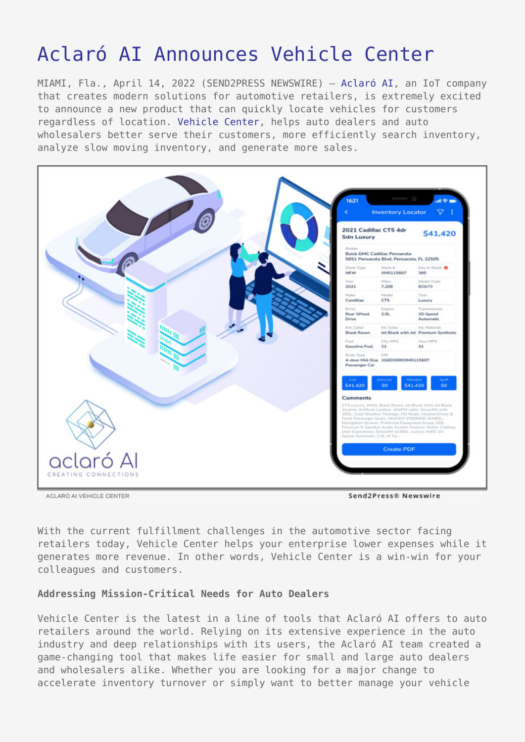# Aclaró AI Announces Vehicle Center

MIAMI, Fla., April 14, 2022 (SEND2PRESS NEWSWIRE) — Aclaró AI, an IoT company that creates modern solutions for automotive retailers, is extremely excited to announce a new product that can quickly locate vehicles for customers regardless of location. Vehicle Center, helps auto dealers and auto wholesalers better serve their customers, more efficiently search inventory, analyze slow moving inventory, and generate more sales.

ACLARÓ AI VEHICLE CENTER

With the current fulfillment challenges in the automotive sector facing retailers today, Vehicle Center helps your enterprise lower expenses while it generates more revenue. In other words, Vehicle Center is a win-win for your colleagues and customers.

**Addressing Mission-Critical Needs for Auto Dealers**

Vehicle Center is the latest in a line of tools that Aclaró AI offers to auto retailers around the world. Relying on its extensive experience in the auto industry and deep relationships with its users, the Aclaró AI team created a game-changing tool that makes life easier for small and large auto dealers and wholesalers alike. Whether you are looking for a major change to accelerate inventory turnover or simply want to better manage your vehicle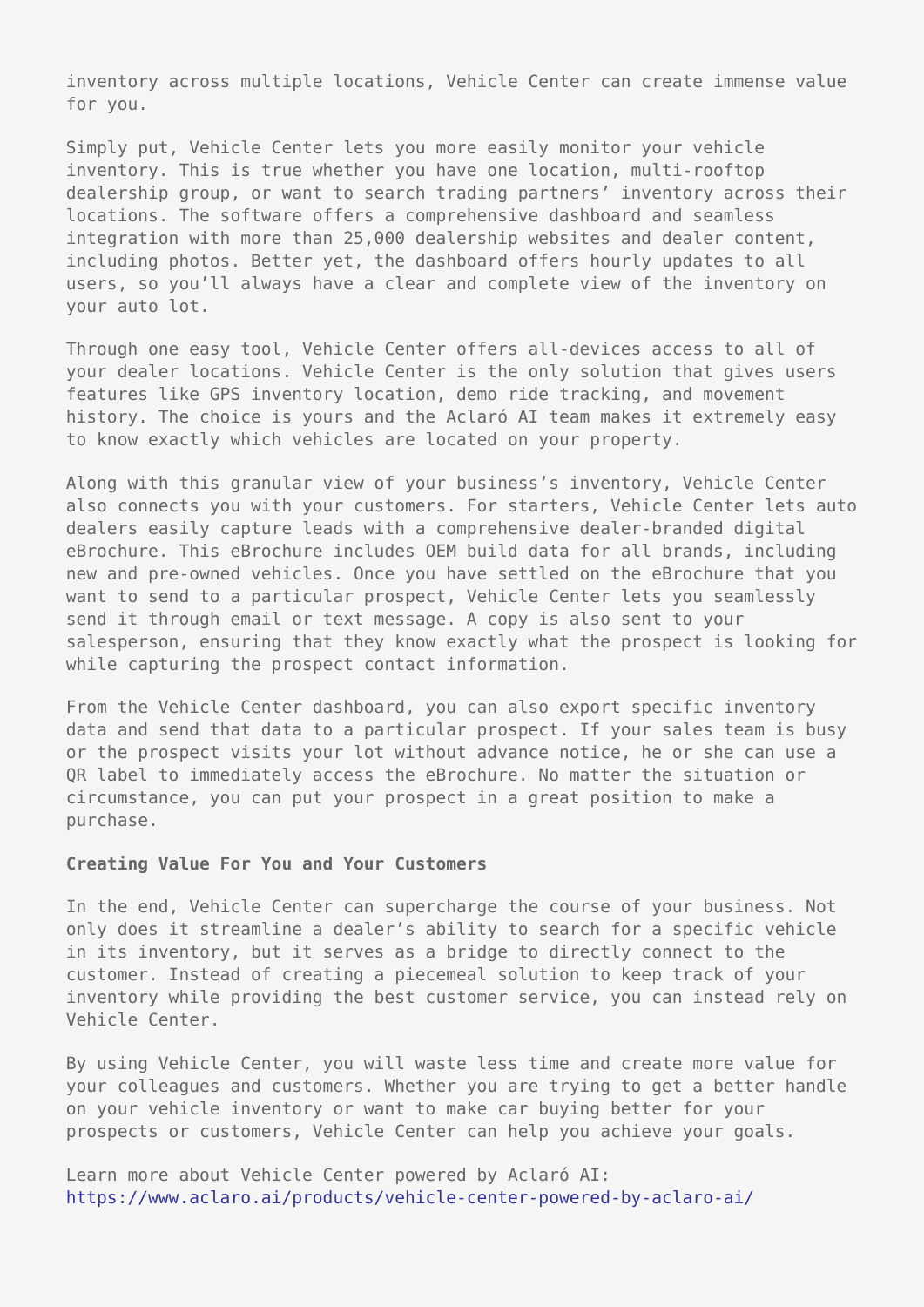inventory across multiple locations, Vehicle Center can create immense value for you.

Simply put, Vehicle Center lets you more easily monitor your vehicle inventory. This is true whether you have one location, multi-rooftop dealership group, or want to search trading partners' inventory across their locations. The software offers a comprehensive dashboard and seamless integration with more than 25,000 dealership websites and dealer content, including photos. Better yet, the dashboard offers hourly updates to all users, so you'll always have a clear and complete view of the inventory on your auto lot.

Through one easy tool, Vehicle Center offers all-devices access to all of your dealer locations. Vehicle Center is the only solution that gives users features like GPS inventory location, demo ride tracking, and movement history. The choice is yours and the Aclaró AI team makes it extremely easy to know exactly which vehicles are located on your property.

Along with this granular view of your business's inventory, Vehicle Center also connects you with your customers. For starters, Vehicle Center lets auto dealers easily capture leads with a comprehensive dealer-branded digital eBrochure. This eBrochure includes OEM build data for all brands, including new and pre-owned vehicles. Once you have settled on the eBrochure that you want to send to a particular prospect, Vehicle Center lets you seamlessly send it through email or text message. A copy is also sent to your salesperson, ensuring that they know exactly what the prospect is looking for while capturing the prospect contact information.

From the Vehicle Center dashboard, you can also export specific inventory data and send that data to a particular prospect. If your sales team is busy or the prospect visits your lot without advance notice, he or she can use a QR label to immediately access the eBrochure. No matter the situation or circumstance, you can put your prospect in a great position to make a purchase.

**Creating Value For You and Your Customers**

In the end, Vehicle Center can supercharge the course of your business. Not only does it streamline a dealer's ability to search for a specific vehicle in its inventory, but it serves as a bridge to directly connect to the customer. Instead of creating a piecemeal solution to keep track of your inventory while providing the best customer service, you can instead rely on Vehicle Center.

By using Vehicle Center, you will waste less time and create more value for your colleagues and customers. Whether you are trying to get a better handle on your vehicle inventory or want to make car buying better for your prospects or customers, Vehicle Center can help you achieve your goals.

Learn more about Vehicle Center powered by Aclaró AI: https://www.aclaro.ai/products/vehicle-center-powered-by-aclaro-ai/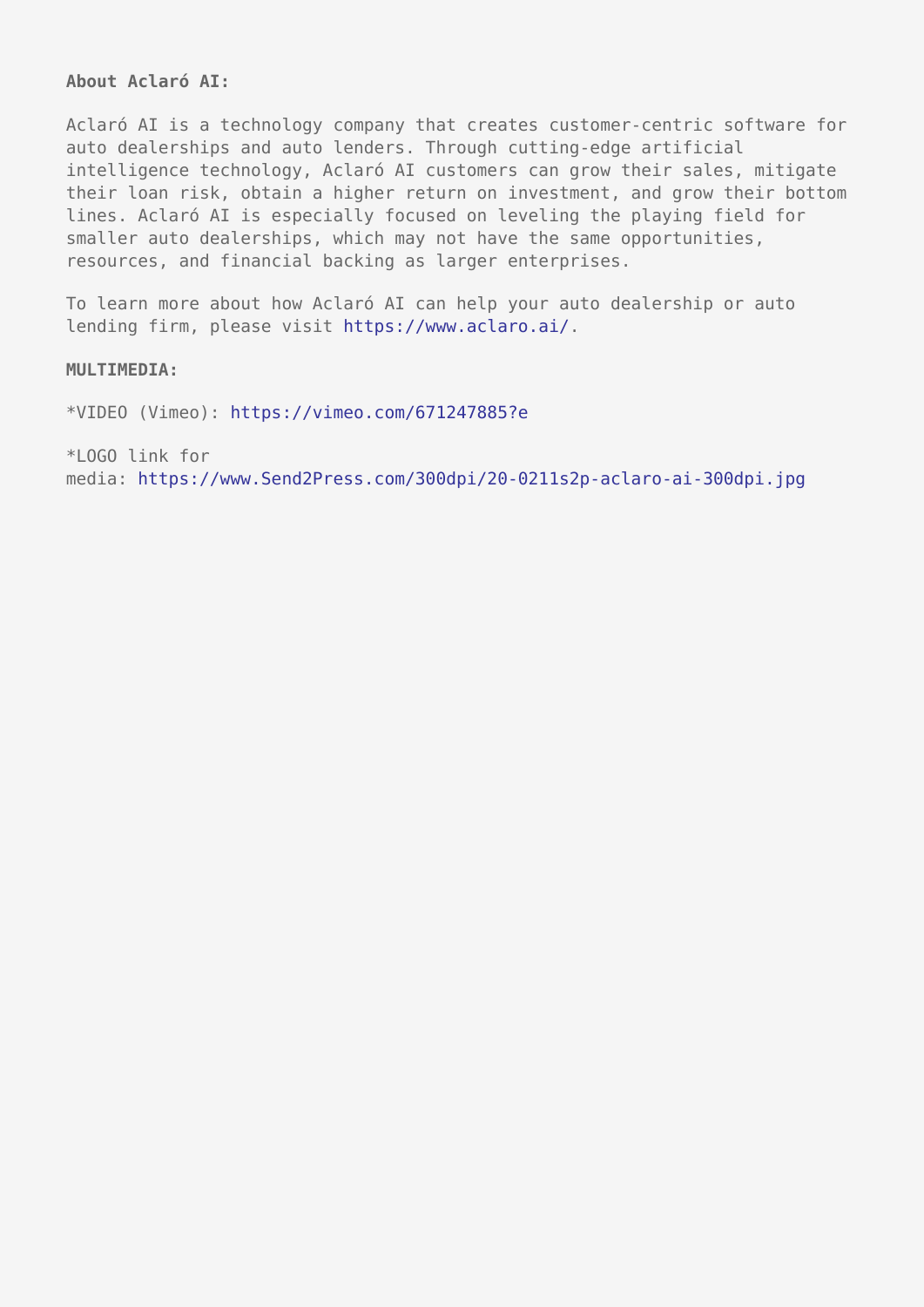**About Aclaró AI:**

Aclaró AI is a technology company that creates customer-centric software for auto dealerships and auto lenders. Through cutting-edge artificial intelligence technology, Aclaró AI customers can grow their sales, mitigate their loan risk, obtain a higher return on investment, and grow their bottom lines. Aclaró AI is especially focused on leveling the playing field for smaller auto dealerships, which may not have the same opportunities, resources, and financial backing as larger enterprises.

To learn more about how Aclaró AI can help your auto dealership or auto lending firm, please visit https://www.aclaro.ai/.

**MULTIMEDIA:**

*VIDEO (Vimeo): https://vimeo.com/671247885?e

*LOGO link for media: https://www.Send2Press.com/300dpi/20-0211s2p-aclaro-ai-300dpi.jpg